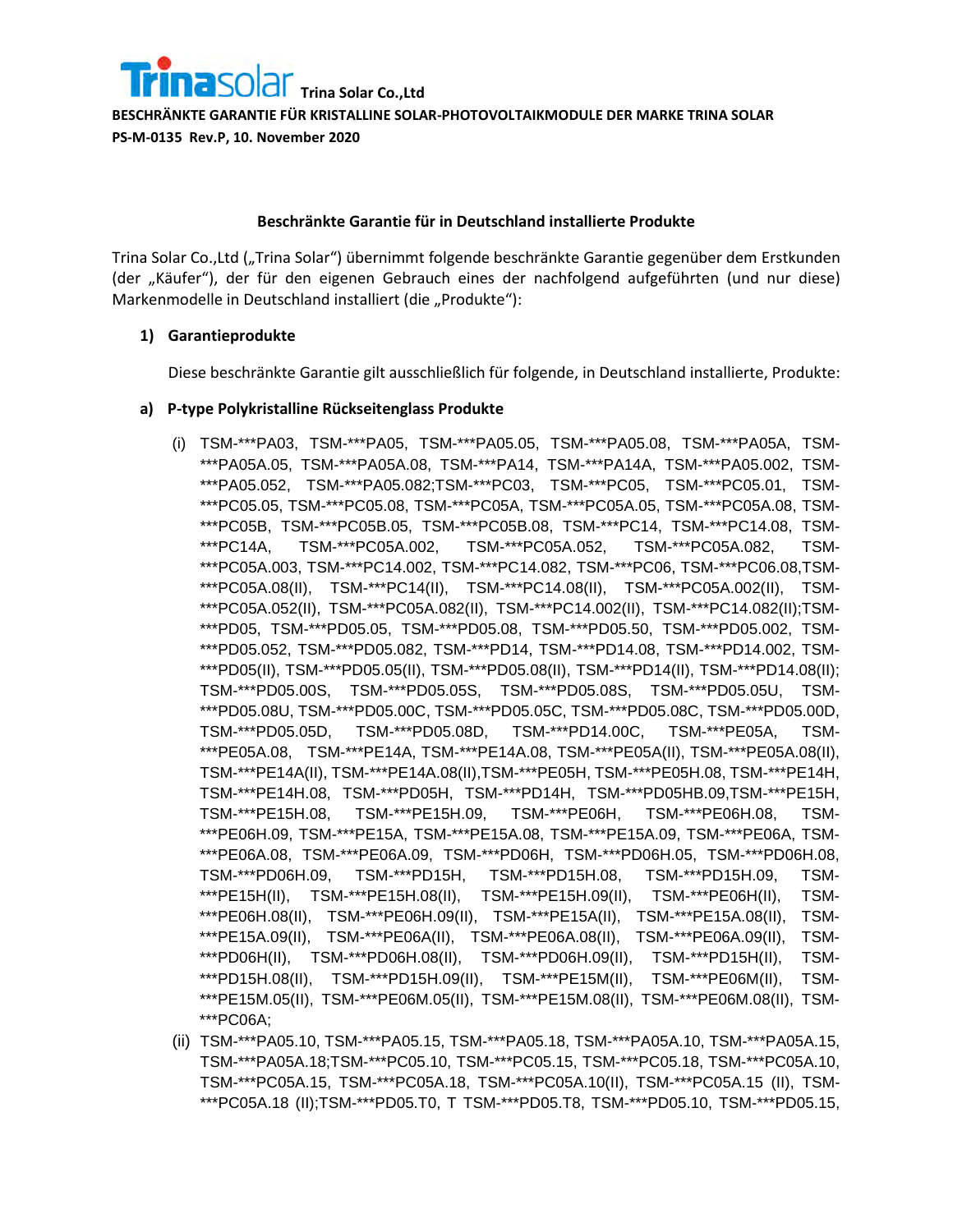**Trina Solar Co.,Ltd**

**BESCHRÄNKTE GARANTIE FÜR KRISTALLINE SOLAR-PHOTOVOLTAIKMODULE DER MARKE TRINA SOLAR**

**PS-M-0135 Rev.P, 10. November 2020**

**Beschränkte Garantie für in Deutschland installierte Produkte**

Trina Solar Co.,Ltd („Trina Solar“) übernimmt folgende beschränkte Garantie gegenüber dem Erstkunden (der „Käufer“), der für den eigenen Gebrauch eines der nachfolgend aufgeführten (und nur diese) Markenmodelle in Deutschland installiert (die „Produkte“):

**1) Garantieprodukte**

Diese beschränkte Garantie gilt ausschließlich für folgende, in Deutschland installierte, Produkte:

**a) P-type Polykristalline Rückseitenglass Produkte**

(i) TSM-***PA03, TSM-***PA05, TSM-***PA05.05, TSM-***PA05.08, TSM-***PA05A, TSM-***PA05A.05, TSM-***PA05A.08, TSM-***PA14, TSM-***PA14A, TSM-***PA05.002, TSM-***PA05.052, TSM-***PA05.082;TSM-***PC03, TSM-***PC05, TSM-***PC05.01, TSM-***PC05.05, TSM-***PC05.08, TSM-***PC05A, TSM-***PC05A.05, TSM-***PC05A.08, TSM-***PC05B, TSM-***PC05B.05, TSM-***PC05B.08, TSM-***PC14, TSM-***PC14.08, TSM-***PC14A, TSM-***PC05A.002, TSM-***PC05A.052, TSM-***PC05A.082, TSM-***PC05A.003, TSM-***PC14.002, TSM-***PC14.082, TSM-***PC06, TSM-***PC06.08,TSM-***PC05A.08(II), TSM-***PC14(II), TSM-***PC14.08(II), TSM-***PC05A.002(II), TSM-***PC05A.052(II), TSM-***PC05A.082(II), TSM-***PC14.002(II), TSM-***PC14.082(II);TSM-***PD05, TSM-***PD05.05, TSM-***PD05.08, TSM-***PD05.50, TSM-***PD05.002, TSM-***PD05.052, TSM-***PD05.082, TSM-***PD14, TSM-***PD14.08, TSM-***PD14.002, TSM-***PD05(II), TSM-***PD05.05(II), TSM-***PD05.08(II), TSM-***PD14(II), TSM-***PD14.08(II); TSM-***PD05.00S, TSM-***PD05.05S, TSM-***PD05.08S, TSM-***PD05.05U, TSM-***PD05.08U, TSM-***PD05.00C, TSM-***PD05.05C, TSM-***PD05.08C, TSM-***PD05.00D, TSM-***PD05.05D, TSM-***PD05.08D, TSM-***PD14.00C, TSM-***PE05A, TSM-***PE05A.08, TSM-***PE14A, TSM-***PE14A.08, TSM-***PE05A(II), TSM-***PE05A.08(II), TSM-***PE14A(II), TSM-***PE14A.08(II),TSM-***PE05H, TSM-***PE05H.08, TSM-***PE14H, TSM-***PE14H.08, TSM-***PD05H, TSM-***PD14H, TSM-***PD05HB.09,TSM-***PE15H, TSM-***PE15H.08, TSM-***PE15H.09, TSM-***PE06H, TSM-***PE06H.08, TSM-***PE06H.09, TSM-***PE15A, TSM-***PE15A.08, TSM-***PE15A.09, TSM-***PE06A, TSM-***PE06A.08, TSM-***PE06A.09, TSM-***PD06H, TSM-***PD06H.05, TSM-***PD06H.08, TSM-***PD06H.09, TSM-***PD15H, TSM-***PD15H.08, TSM-***PD15H.09, TSM-***PE15H(II), TSM-***PE15H.08(II), TSM-***PE15H.09(II), TSM-***PE06H(II), TSM-***PE06H.08(II), TSM-***PE06H.09(II), TSM-***PE15A(II), TSM-***PE15A.08(II), TSM-***PE15A.09(II), TSM-***PE06A(II), TSM-***PE06A.08(II), TSM-***PE06A.09(II), TSM-***PD06H(II), TSM-***PD06H.08(II), TSM-***PD06H.09(II), TSM-***PD15H(II), TSM-***PD15H.08(II), TSM-***PD15H.09(II), TSM-***PE15M(II), TSM-***PE06M(II), TSM-***PE15M.05(II), TSM-***PE06M.05(II), TSM-***PE15M.08(II), TSM-***PE06M.08(II), TSM-***PC06A;

(ii) TSM-***PA05.10, TSM-***PA05.15, TSM-***PA05.18, TSM-***PA05A.10, TSM-***PA05A.15, TSM-***PA05A.18;TSM-***PC05.10, TSM-***PC05.15, TSM-***PC05.18, TSM-***PC05A.10, TSM-***PC05A.15, TSM-***PC05A.18, TSM-***PC05A.10(II), TSM-***PC05A.15 (II), TSM-***PC05A.18 (II);TSM-***PD05.T0, T TSM-***PD05.T8, TSM-***PD05.10, TSM-***PD05.15,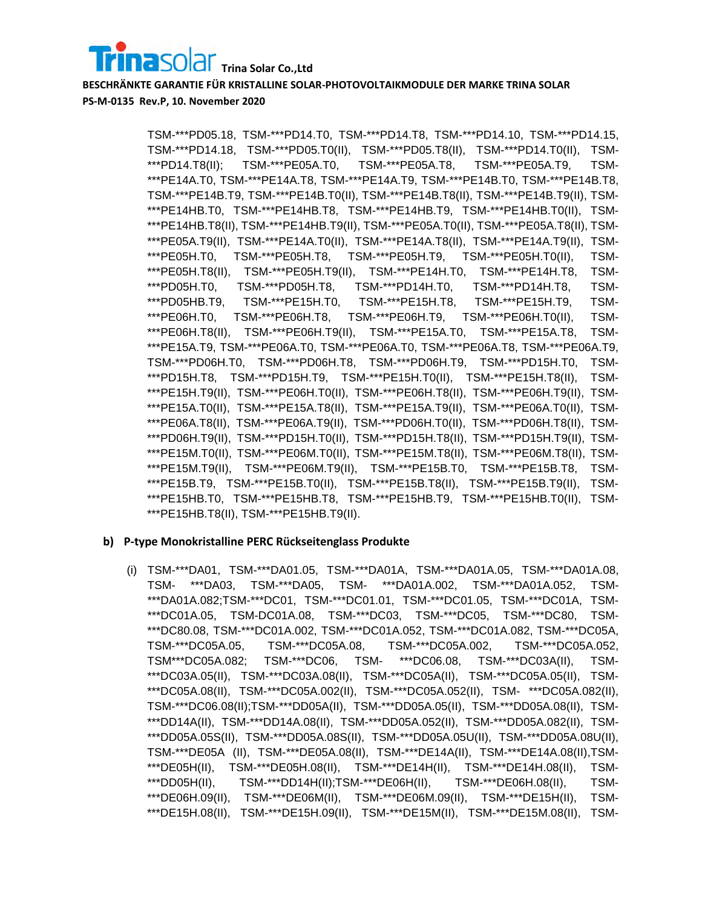TSM-***PD05.18, TSM-***PD14.T0, TSM-***PD14.T8, TSM-***PD14.10, TSM-***PD14.15, TSM-***PD14.18, TSM-***PD05.T0(II), TSM-***PD05.T8(II), TSM-***PD14.T0(II), TSM-***PD14.T8(II); TSM-***PE05A.T0, TSM-***PE05A.T8, TSM-***PE05A.T9, TSM-***PE14A.T0, TSM-***PE14A.T8, TSM-***PE14A.T9, TSM-***PE14B.T0, TSM-***PE14B.T8, TSM-***PE14B.T9, TSM-***PE14B.T0(II), TSM-***PE14B.T8(II), TSM-***PE14B.T9(II), TSM-***PE14HB.T0, TSM-***PE14HB.T8, TSM-***PE14HB.T9, TSM-***PE14HB.T0(II), TSM-***PE14HB.T8(II), TSM-***PE14HB.T9(II), TSM-***PE05A.T0(II), TSM-***PE05A.T8(II), TSM-***PE05A.T9(II), TSM-***PE14A.T0(II), TSM-***PE14A.T8(II), TSM-***PE14A.T9(II), TSM-***PE05H.T0, TSM-***PE05H.T8, TSM-***PE05H.T9, TSM-***PE05H.T0(II), TSM-***PE05H.T8(II), TSM-***PE05H.T9(II), TSM-***PE14H.T0, TSM-***PE14H.T8, TSM-***PD05H.T0, TSM-***PD05H.T8, TSM-***PD14H.T0, TSM-***PD14H.T8, TSM-***PD05HB.T9, TSM-***PE15H.T0, TSM-***PE15H.T8, TSM-***PE15H.T9, TSM-***PE06H.T0, TSM-***PE06H.T8, TSM-***PE06H.T9, TSM-***PE06H.T0(II), TSM-***PE06H.T8(II), TSM-***PE06H.T9(II), TSM-***PE15A.T0, TSM-***PE15A.T8, TSM-***PE15A.T9, TSM-***PE06A.T0, TSM-***PE06A.T0, TSM-***PE06A.T8, TSM-***PE06A.T9, TSM-***PD06H.T0, TSM-***PD06H.T8, TSM-***PD06H.T9, TSM-***PD15H.T0, TSM-***PD15H.T8, TSM-***PD15H.T9, TSM-***PE15H.T0(II), TSM-***PE15H.T8(II), TSM-***PE15H.T9(II), TSM-***PE06H.T0(II), TSM-***PE06H.T8(II), TSM-***PE06H.T9(II), TSM-***PE15A.T0(II), TSM-***PE15A.T8(II), TSM-***PE15A.T9(II), TSM-***PE06A.T0(II), TSM-***PE06A.T8(II), TSM-***PE06A.T9(II), TSM-***PD06H.T0(II), TSM-***PD06H.T8(II), TSM-***PD06H.T9(II), TSM-***PD15H.T0(II), TSM-***PD15H.T8(II), TSM-***PD15H.T9(II), TSM-***PE15M.T0(II), TSM-***PE06M.T0(II), TSM-***PE15M.T8(II), TSM-***PE06M.T8(II), TSM-***PE15M.T9(II), TSM-***PE06M.T9(II), TSM-***PE15B.T0, TSM-***PE15B.T8, TSM-***PE15B.T9, TSM-***PE15B.T0(II), TSM-***PE15B.T8(II), TSM-***PE15B.T9(II), TSM-***PE15HB.T0, TSM-***PE15HB.T8, TSM-***PE15HB.T9, TSM-***PE15HB.T0(II), TSM-***PE15HB.T8(II), TSM-***PE15HB.T9(II).

**b) P-type Monokristalline PERC Rückseitenglass Produkte**

(i) TSM-***DA01, TSM-***DA01.05, TSM-***DA01A, TSM-***DA01A.05, TSM-***DA01A.08, TSM- ***DA03, TSM-***DA05, TSM- ***DA01A.002, TSM-***DA01A.052, TSM-***DA01A.082;TSM-***DC01, TSM-***DC01.01, TSM-***DC01.05, TSM-***DC01A, TSM-***DC01A.05, TSM-DC01A.08, TSM-***DC03, TSM-***DC05, TSM-***DC80, TSM-***DC80.08, TSM-***DC01A.002, TSM-***DC01A.052, TSM-***DC01A.082, TSM-***DC05A, TSM-***DC05A.05, TSM-***DC05A.08, TSM-***DC05A.002, TSM-***DC05A.052, TSM***DC05A.082; TSM-***DC06, TSM- ***DC06.08, TSM-***DC03A(II), TSM-***DC03A.05(II), TSM-***DC03A.08(II), TSM-***DC05A(II), TSM-***DC05A.05(II), TSM-***DC05A.08(II), TSM-***DC05A.002(II), TSM-***DC05A.052(II), TSM- ***DC05A.082(II), TSM-***DC06.08(II);TSM-***DD05A(II), TSM-***DD05A.05(II), TSM-***DD05A.08(II), TSM-***DD14A(II), TSM-***DD14A.08(II), TSM-***DD05A.052(II), TSM-***DD05A.082(II), TSM-***DD05A.05S(II), TSM-***DD05A.08S(II), TSM-***DD05A.05U(II), TSM-***DD05A.08U(II), TSM-***DE05A (II), TSM-***DE05A.08(II), TSM-***DE14A(II), TSM-***DE14A.08(II),TSM-***DE05H(II), TSM-***DE05H.08(II), TSM-***DE14H(II), TSM-***DE14H.08(II), TSM-***DD05H(II), TSM-***DD14H(II);TSM-***DE06H(II), TSM-***DE06H.08(II), TSM-***DE06H.09(II), TSM-***DE06M(II), TSM-***DE06M.09(II), TSM-***DE15H(II), TSM-***DE15H.08(II), TSM-***DE15H.09(II), TSM-***DE15M(II), TSM-***DE15M.08(II), TSM-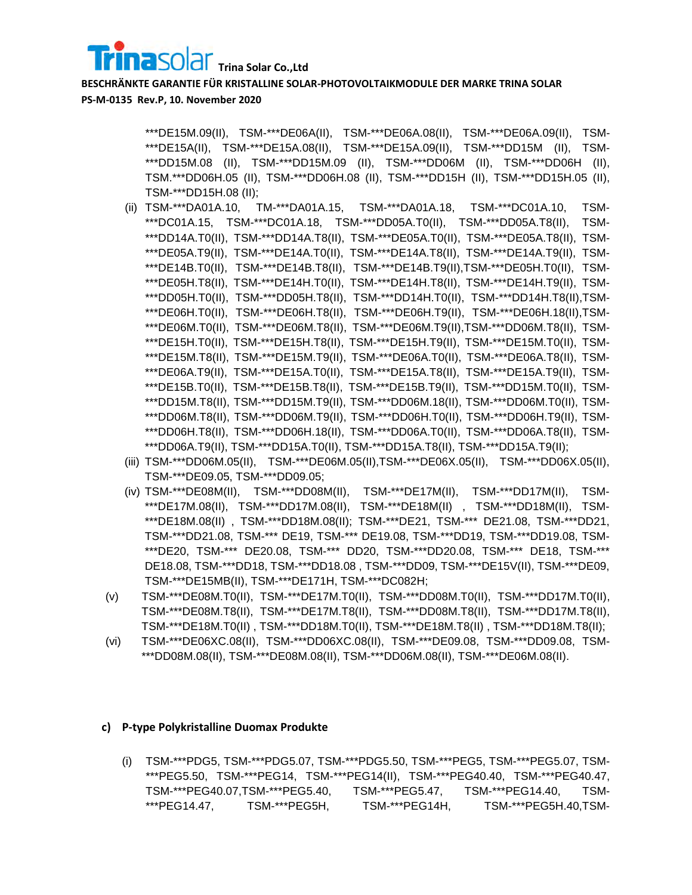***DE15M.09(II), TSM-***DE06A(II), TSM-***DE06A.08(II), TSM-***DE06A.09(II), TSM-***DE15A(II), TSM-***DE15A.08(II), TSM-***DE15A.09(II), TSM-***DD15M (II), TSM-***DD15M.08 (II), TSM-***DD15M.09 (II), TSM-***DD06M (II), TSM-***DD06H (II), TSM.***DD06H.05 (II), TSM-***DD06H.08 (II), TSM-***DD15H (II), TSM-***DD15H.05 (II), TSM-***DD15H.08 (II);

(ii) TSM-***DA01A.10, TM-***DA01A.15, TSM-***DA01A.18, TSM-***DC01A.10, TSM-***DC01A.15, TSM-***DC01A.18, TSM-***DD05A.T0(II), TSM-***DD05A.T8(II), TSM-***DD14A.T0(II), TSM-***DD14A.T8(II), TSM-***DE05A.T0(II), TSM-***DE05A.T8(II), TSM-***DE05A.T9(II), TSM-***DE14A.T0(II), TSM-***DE14A.T8(II), TSM-***DE14A.T9(II), TSM-***DE14B.T0(II), TSM-***DE14B.T8(II), TSM-***DE14B.T9(II),TSM-***DE05H.T0(II), TSM-***DE05H.T8(II), TSM-***DE14H.T0(II), TSM-***DE14H.T8(II), TSM-***DE14H.T9(II), TSM-***DD05H.T0(II), TSM-***DD05H.T8(II), TSM-***DD14H.T0(II), TSM-***DD14H.T8(II),TSM-***DE06H.T0(II), TSM-***DE06H.T8(II), TSM-***DE06H.T9(II), TSM-***DE06H.18(II),TSM-***DE06M.T0(II), TSM-***DE06M.T8(II), TSM-***DE06M.T9(II),TSM-***DD06M.T8(II), TSM-***DE15H.T0(II), TSM-***DE15H.T8(II), TSM-***DE15H.T9(II), TSM-***DE15M.T0(II), TSM-***DE15M.T8(II), TSM-***DE15M.T9(II), TSM-***DE06A.T0(II), TSM-***DE06A.T8(II), TSM-***DE06A.T9(II), TSM-***DE15A.T0(II), TSM-***DE15A.T8(II), TSM-***DE15A.T9(II), TSM-***DE15B.T0(II), TSM-***DE15B.T8(II), TSM-***DE15B.T9(II), TSM-***DD15M.T0(II), TSM-***DD15M.T8(II), TSM-***DD15M.T9(II), TSM-***DD06M.18(II), TSM-***DD06M.T0(II), TSM-***DD06M.T8(II), TSM-***DD06M.T9(II), TSM-***DD06H.T0(II), TSM-***DD06H.T9(II), TSM-***DD06H.T8(II), TSM-***DD06H.18(II), TSM-***DD06A.T0(II), TSM-***DD06A.T8(II), TSM-***DD06A.T9(II), TSM-***DD15A.T0(II), TSM-***DD15A.T8(II), TSM-***DD15A.T9(II);

(iii) TSM-***DD06M.05(II), TSM-***DE06M.05(II),TSM-***DE06X.05(II), TSM-***DD06X.05(II), TSM-***DE09.05, TSM-***DD09.05;

(iv) TSM-***DE08M(II), TSM-***DD08M(II), TSM-***DE17M(II), TSM-***DD17M(II), TSM-***DE17M.08(II), TSM-***DD17M.08(II), TSM-***DE18M(II) , TSM-***DD18M(II), TSM-***DE18M.08(II) , TSM-***DD18M.08(II); TSM-***DE21, TSM-*** DE21.08, TSM-***DD21, TSM-***DD21.08, TSM-*** DE19, TSM-*** DE19.08, TSM-***DD19, TSM-***DD19.08, TSM-***DE20, TSM-*** DE20.08, TSM-*** DD20, TSM-***DD20.08, TSM-*** DE18, TSM-*** DE18.08, TSM-***DD18, TSM-***DD18.08 , TSM-***DD09, TSM-***DE15V(II), TSM-***DE09, TSM-***DE15MB(II), TSM-***DE171H, TSM-***DC082H;

(v) TSM-***DE08M.T0(II), TSM-***DE17M.T0(II), TSM-***DD08M.T0(II), TSM-***DD17M.T0(II), TSM-***DE08M.T8(II), TSM-***DE17M.T8(II), TSM-***DD08M.T8(II), TSM-***DD17M.T8(II), TSM-***DE18M.T0(II) , TSM-***DD18M.T0(II), TSM-***DE18M.T8(II) , TSM-***DD18M.T8(II);

(vi) TSM-***DE06XC.08(II), TSM-***DD06XC.08(II), TSM-***DE09.08, TSM-***DD09.08, TSM-***DD08M.08(II), TSM-***DE08M.08(II), TSM-***DD06M.08(II), TSM-***DE06M.08(II).

### c) P-type Polykristalline Duomax Produkte

(i) TSM-***PDG5, TSM-***PDG5.07, TSM-***PDG5.50, TSM-***PEG5, TSM-***PEG5.07, TSM-***PEG5.50, TSM-***PEG14, TSM-***PEG14(II), TSM-***PEG40.40, TSM-***PEG40.47, TSM-***PEG40.07,TSM-***PEG5.40, TSM-***PEG5.47, TSM-***PEG14.40, TSM-***PEG14.47, TSM-***PEG5H, TSM-***PEG14H, TSM-***PEG5H.40,TSM-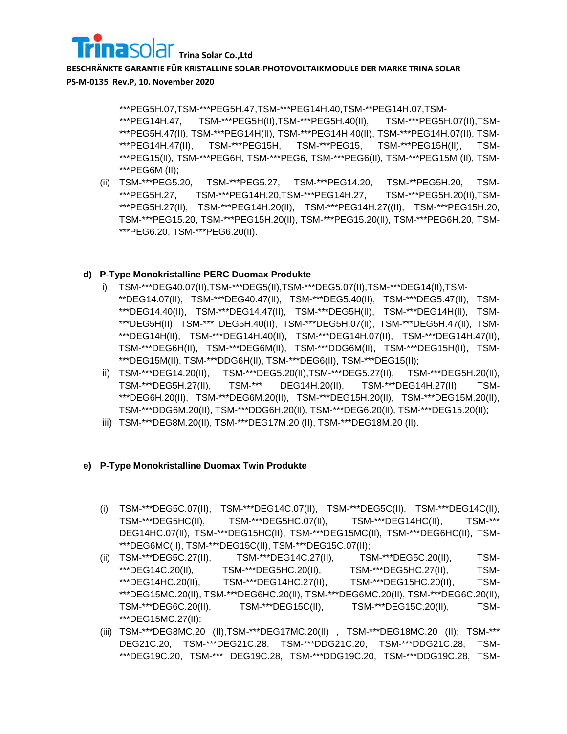***PEG5H.07,TSM-***PEG5H.47,TSM-***PEG14H.40,TSM-**PEG14H.07,TSM-***PEG14H.47, TSM-***PEG5H(II),TSM-***PEG5H.40(II), TSM-***PEG5H.07(II),TSM-***PEG5H.47(II), TSM-***PEG14H(II), TSM-***PEG14H.40(II), TSM-***PEG14H.07(II), TSM-***PEG14H.47(II), TSM-***PEG15H, TSM-***PEG15, TSM-***PEG15H(II), TSM-***PEG15(II), TSM-***PEG6H, TSM-***PEG6, TSM-***PEG6(II), TSM-***PEG15M (II), TSM-***PEG6M (II);

(ii) TSM-***PEG5.20, TSM-***PEG5.27, TSM-***PEG14.20, TSM-**PEG5H.20, TSM-***PEG5H.27, TSM-***PEG14H.20,TSM-***PEG14H.27, TSM-***PEG5H.20(II),TSM-***PEG5H.27(II), TSM-***PEG14H.20(II), TSM-***PEG14H.27((II), TSM-***PEG15H.20, TSM-***PEG15.20, TSM-***PEG15H.20(II), TSM-***PEG15.20(II), TSM-***PEG6H.20, TSM-***PEG6.20, TSM-***PEG6.20(II).

**d) P-Type Monokristalline PERC Duomax Produkte**

i) TSM-***DEG40.07(II),TSM-***DEG5(II),TSM-***DEG5.07(II),TSM-***DEG14(II),TSM-**DEG14.07(II), TSM-***DEG40.47(II), TSM-***DEG5.40(II), TSM-***DEG5.47(II), TSM-***DEG14.40(II), TSM-***DEG14.47(II), TSM-***DEG5H(II), TSM-***DEG14H(II), TSM-***DEG5H(II), TSM-*** DEG5H.40(II), TSM-***DEG5H.07(II), TSM-***DEG5H.47(II), TSM-***DEG14H(II), TSM-***DEG14H.40(II), TSM-***DEG14H.07(II), TSM-***DEG14H.47(II), TSM-***DEG6H(II), TSM-***DEG6M(II), TSM-***DDG6M(II), TSM-***DEG15H(II), TSM-***DEG15M(II), TSM-***DDG6H(II), TSM-***DEG6(II), TSM-***DEG15(II);

ii) TSM-***DEG14.20(II), TSM-***DEG5.20(II),TSM-***DEG5.27(II), TSM-***DEG5H.20(II), TSM-***DEG5H.27(II), TSM-*** DEG14H.20(II), TSM-***DEG14H.27(II), TSM-***DEG6H.20(II), TSM-***DEG6M.20(II), TSM-***DEG15H.20(II), TSM-***DEG15M.20(II), TSM-***DDG6M.20(II), TSM-***DDG6H.20(II), TSM-***DEG6.20(II), TSM-***DEG15.20(II);

iii) TSM-***DEG8M.20(II), TSM-***DEG17M.20 (II), TSM-***DEG18M.20 (II).

**e) P-Type Monokristalline Duomax Twin Produkte**

(i) TSM-***DEG5C.07(II), TSM-***DEG14C.07(II), TSM-***DEG5C(II), TSM-***DEG14C(II), TSM-***DEG5HC(II), TSM-***DEG5HC.07(II), TSM-***DEG14HC(II), TSM-*** DEG14HC.07(II), TSM-***DEG15HC(II), TSM-***DEG15MC(II), TSM-***DEG6HC(II), TSM-***DEG6MC(II), TSM-***DEG15C(II), TSM-***DEG15C.07(II);

(ii) TSM-***DEG5C.27(II), TSM-***DEG14C.27(II), TSM-***DEG5C.20(II), TSM-***DEG14C.20(II), TSM-***DEG5HC.20(II), TSM-***DEG5HC.27(II), TSM-***DEG14HC.20(II), TSM-***DEG14HC.27(II), TSM-***DEG15HC.20(II), TSM-***DEG15MC.20(II), TSM-***DEG6HC.20(II), TSM-***DEG6MC.20(II), TSM-***DEG6C.20(II), TSM-***DEG6C.20(II), TSM-***DEG15C(II), TSM-***DEG15C.20(II), TSM-***DEG15MC.27(II);

(iii) TSM-***DEG8MC.20 (II),TSM-***DEG17MC.20(II) , TSM-***DEG18MC.20 (II); TSM-*** DEG21C.20, TSM-***DEG21C.28, TSM-***DDG21C.20, TSM-***DDG21C.28, TSM-***DEG19C.20, TSM-*** DEG19C.28, TSM-***DDG19C.20, TSM-***DDG19C.28, TSM-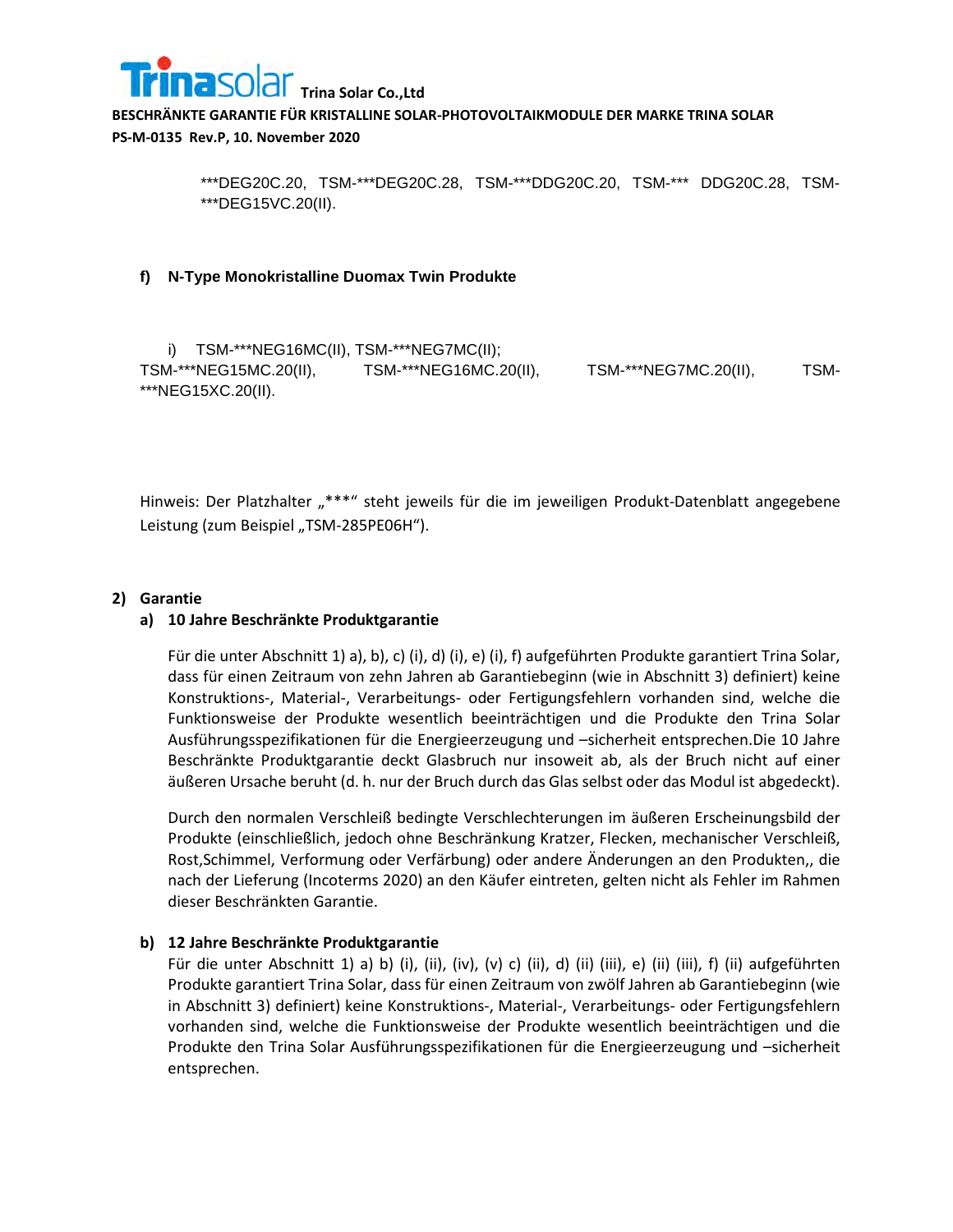***DEG20C.20, TSM-***DEG20C.28, TSM-***DDG20C.20, TSM-*** DDG20C.28, TSM-***DEG15VC.20(II).

**f) N-Type Monokristalline Duomax Twin Produkte**

i) TSM-***NEG16MC(II), TSM-***NEG7MC(II);
TSM-***NEG15MC.20(II), TSM-***NEG16MC.20(II), TSM-***NEG7MC.20(II), TSM-***NEG15XC.20(II).

Hinweis: Der Platzhalter „***“ steht jeweils für die im jeweiligen Produkt-Datenblatt angegebene Leistung (zum Beispiel „TSM-285PE06H“).

**2) Garantie**

**a) 10 Jahre Beschränkte Produktgarantie**

Für die unter Abschnitt 1) a), b), c) (i), d) (i), e) (i), f) aufgeführten Produkte garantiert Trina Solar, dass für einen Zeitraum von zehn Jahren ab Garantiebeginn (wie in Abschnitt 3) definiert) keine Konstruktions-, Material-, Verarbeitungs- oder Fertigungsfehlern vorhanden sind, welche die Funktionsweise der Produkte wesentlich beeinträchtigen und die Produkte den Trina Solar Ausführungsspezifikationen für die Energieerzeugung und –sicherheit entsprechen.Die 10 Jahre Beschränkte Produktgarantie deckt Glasbruch nur insoweit ab, als der Bruch nicht auf einer äußeren Ursache beruht (d. h. nur der Bruch durch das Glas selbst oder das Modul ist abgedeckt).

Durch den normalen Verschleiß bedingte Verschlechterungen im äußeren Erscheinungsbild der Produkte (einschließlich, jedoch ohne Beschränkung Kratzer, Flecken, mechanischer Verschleiß, Rost,Schimmel, Verformung oder Verfärbung) oder andere Änderungen an den Produkten,, die nach der Lieferung (Incoterms 2020) an den Käufer eintreten, gelten nicht als Fehler im Rahmen dieser Beschränkten Garantie.

**b) 12 Jahre Beschränkte Produktgarantie**

Für die unter Abschnitt 1) a) b) (i), (ii), (iv), (v) c) (ii), d) (ii) (iii), e) (ii) (iii), f) (ii) aufgeführten Produkte garantiert Trina Solar, dass für einen Zeitraum von zwölf Jahren ab Garantiebeginn (wie in Abschnitt 3) definiert) keine Konstruktions-, Material-, Verarbeitungs- oder Fertigungsfehlern vorhanden sind, welche die Funktionsweise der Produkte wesentlich beeinträchtigen und die Produkte den Trina Solar Ausführungsspezifikationen für die Energieerzeugung und –sicherheit entsprechen.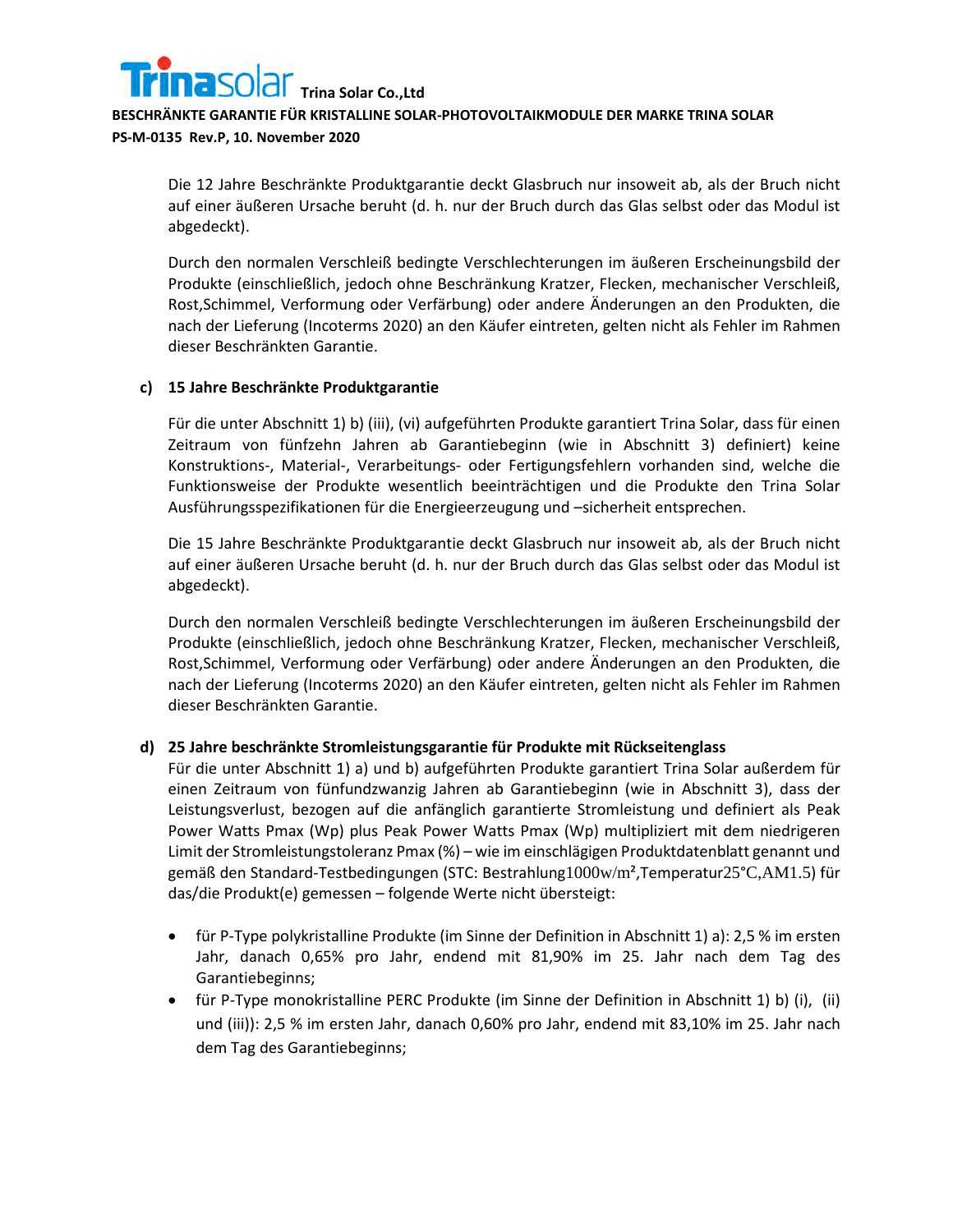Die 12 Jahre Beschränkte Produktgarantie deckt Glasbruch nur insoweit ab, als der Bruch nicht auf einer äußeren Ursache beruht (d. h. nur der Bruch durch das Glas selbst oder das Modul ist abgedeckt).

Durch den normalen Verschleiß bedingte Verschlechterungen im äußeren Erscheinungsbild der Produkte (einschließlich, jedoch ohne Beschränkung Kratzer, Flecken, mechanischer Verschleiß, Rost,Schimmel, Verformung oder Verfärbung) oder andere Änderungen an den Produkten, die nach der Lieferung (Incoterms 2020) an den Käufer eintreten, gelten nicht als Fehler im Rahmen dieser Beschränkten Garantie.

**c) 15 Jahre Beschränkte Produktgarantie**

Für die unter Abschnitt 1) b) (iii), (vi) aufgeführten Produkte garantiert Trina Solar, dass für einen Zeitraum von fünfzehn Jahren ab Garantiebeginn (wie in Abschnitt 3) definiert) keine Konstruktions-, Material-, Verarbeitungs- oder Fertigungsfehlern vorhanden sind, welche die Funktionsweise der Produkte wesentlich beeinträchtigen und die Produkte den Trina Solar Ausführungsspezifikationen für die Energieerzeugung und –sicherheit entsprechen.

Die 15 Jahre Beschränkte Produktgarantie deckt Glasbruch nur insoweit ab, als der Bruch nicht auf einer äußeren Ursache beruht (d. h. nur der Bruch durch das Glas selbst oder das Modul ist abgedeckt).

Durch den normalen Verschleiß bedingte Verschlechterungen im äußeren Erscheinungsbild der Produkte (einschließlich, jedoch ohne Beschränkung Kratzer, Flecken, mechanischer Verschleiß, Rost,Schimmel, Verformung oder Verfärbung) oder andere Änderungen an den Produkten, die nach der Lieferung (Incoterms 2020) an den Käufer eintreten, gelten nicht als Fehler im Rahmen dieser Beschränkten Garantie.

**d) 25 Jahre beschränkte Stromleistungsgarantie für Produkte mit Rückseitenglass**

Für die unter Abschnitt 1) a) und b) aufgeführten Produkte garantiert Trina Solar außerdem für einen Zeitraum von fünfundzwanzig Jahren ab Garantiebeginn (wie in Abschnitt 3), dass der Leistungsverlust, bezogen auf die anfänglich garantierte Stromleistung und definiert als Peak Power Watts Pmax (Wp) plus Peak Power Watts Pmax (Wp) multipliziert mit dem niedrigeren Limit der Stromleistungstoleranz Pmax (%) – wie im einschlägigen Produktdatenblatt genannt und gemäß den Standard-Testbedingungen (STC: Bestrahlung1000w/m², Temperatur25°C,AM1.5) für das/die Produkt(e) gemessen – folgende Werte nicht übersteigt:

- für P-Type polykristalline Produkte (im Sinne der Definition in Abschnitt 1) a): 2,5 % im ersten Jahr, danach 0,65% pro Jahr, endend mit 81,90% im 25. Jahr nach dem Tag des Garantiebeginns;
- für P-Type monokristalline PERC Produkte (im Sinne der Definition in Abschnitt 1) b) (i), (ii) und (iii)): 2,5 % im ersten Jahr, danach 0,60% pro Jahr, endend mit 83,10% im 25. Jahr nach dem Tag des Garantiebeginns;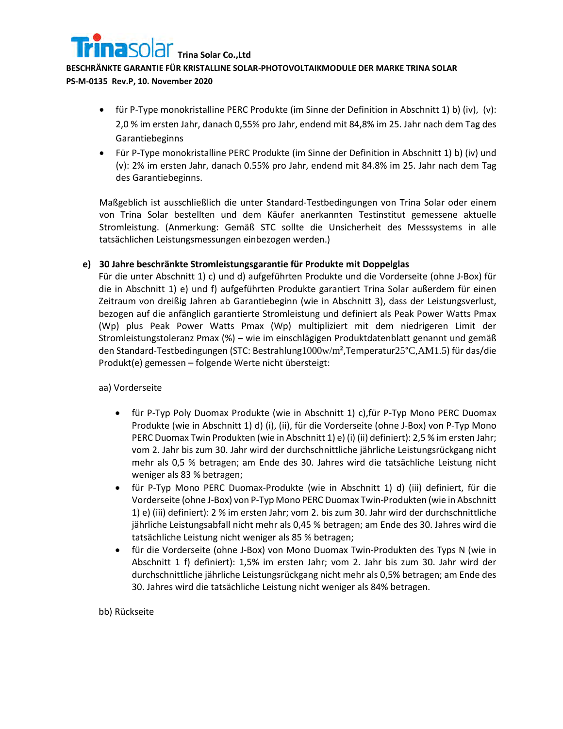- für P-Type monokristalline PERC Produkte (im Sinne der Definition in Abschnitt 1) b) (iv), (v): 2,0 % im ersten Jahr, danach 0,55% pro Jahr, endend mit 84,8% im 25. Jahr nach dem Tag des Garantiebeginns
- Für P-Type monokristalline PERC Produkte (im Sinne der Definition in Abschnitt 1) b) (iv) und (v): 2% im ersten Jahr, danach 0.55% pro Jahr, endend mit 84.8% im 25. Jahr nach dem Tag des Garantiebeginns.

Maßgeblich ist ausschließlich die unter Standard-Testbedingungen von Trina Solar oder einem von Trina Solar bestellten und dem Käufer anerkannten Testinstitut gemessene aktuelle Stromleistung. (Anmerkung: Gemäß STC sollte die Unsicherheit des Messsystems in alle tatsächlichen Leistungsmessungen einbezogen werden.)

**e) 30 Jahre beschränkte Stromleistungsgarantie für Produkte mit Doppelglas**

Für die unter Abschnitt 1) c) und d) aufgeführten Produkte und die Vorderseite (ohne J-Box) für die in Abschnitt 1) e) und f) aufgeführten Produkte garantiert Trina Solar außerdem für einen Zeitraum von dreißig Jahren ab Garantiebeginn (wie in Abschnitt 3), dass der Leistungsverlust, bezogen auf die anfänglich garantierte Stromleistung und definiert als Peak Power Watts Pmax (Wp) plus Peak Power Watts Pmax (Wp) multipliziert mit dem niedrigeren Limit der Stromleistungstoleranz Pmax (%) – wie im einschlägigen Produktdatenblatt genannt und gemäß den Standard-Testbedingungen (STC: Bestrahlung 1000w/m², Temperatur 25°C, AM1.5) für das/die Produkt(e) gemessen – folgende Werte nicht übersteigt:

aa) Vorderseite

- für P-Typ Poly Duomax Produkte (wie in Abschnitt 1) c), für P-Typ Mono PERC Duomax Produkte (wie in Abschnitt 1) d) (i), (ii), für die Vorderseite (ohne J-Box) von P-Typ Mono PERC Duomax Twin Produkten (wie in Abschnitt 1) e) (i) (ii) definiert): 2,5 % im ersten Jahr; vom 2. Jahr bis zum 30. Jahr wird der durchschnittliche jährliche Leistungsrückgang nicht mehr als 0,5 % betragen; am Ende des 30. Jahres wird die tatsächliche Leistung nicht weniger als 83 % betragen;
- für P-Typ Mono PERC Duomax-Produkte (wie in Abschnitt 1) d) (iii) definiert, für die Vorderseite (ohne J-Box) von P-Typ Mono PERC Duomax Twin-Produkten (wie in Abschnitt 1) e) (iii) definiert): 2 % im ersten Jahr; vom 2. bis zum 30. Jahr wird der durchschnittliche jährliche Leistungsabfall nicht mehr als 0,45 % betragen; am Ende des 30. Jahres wird die tatsächliche Leistung nicht weniger als 85 % betragen;
- für die Vorderseite (ohne J-Box) von Mono Duomax Twin-Produkten des Typs N (wie in Abschnitt 1 f) definiert): 1,5% im ersten Jahr; vom 2. Jahr bis zum 30. Jahr wird der durchschnittliche jährliche Leistungsrückgang nicht mehr als 0,5% betragen; am Ende des 30. Jahres wird die tatsächliche Leistung nicht weniger als 84% betragen.

bb) Rückseite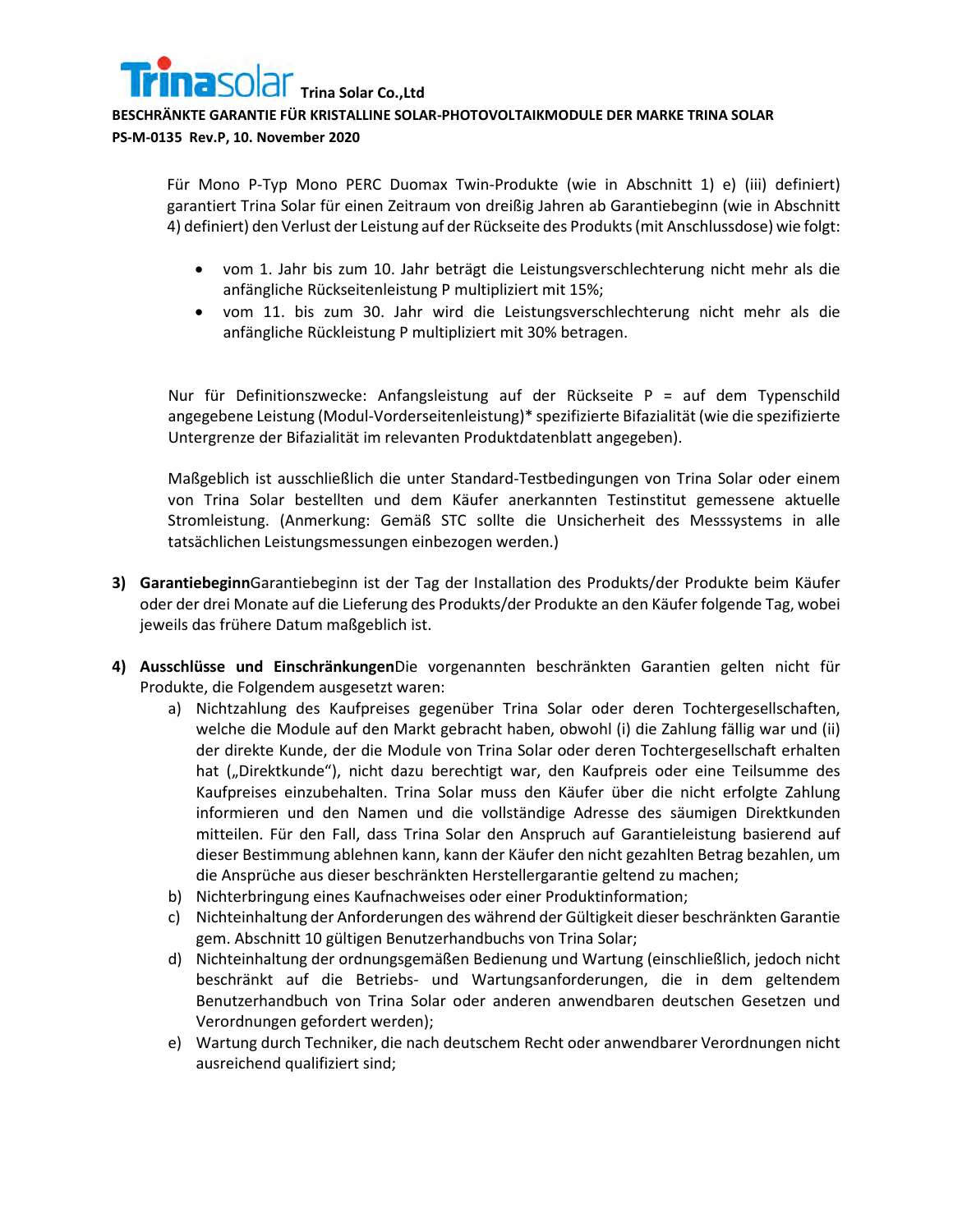Für Mono P-Typ Mono PERC Duomax Twin-Produkte (wie in Abschnitt 1) e) (iii) definiert) garantiert Trina Solar für einen Zeitraum von dreißig Jahren ab Garantiebeginn (wie in Abschnitt 4) definiert) den Verlust der Leistung auf der Rückseite des Produkts (mit Anschlussdose) wie folgt:

- vom 1. Jahr bis zum 10. Jahr beträgt die Leistungsverschlechterung nicht mehr als die anfängliche Rückseitenleistung P multipliziert mit 15%;
- vom 11. bis zum 30. Jahr wird die Leistungsverschlechterung nicht mehr als die anfängliche Rückleistung P multipliziert mit 30% betragen.

Nur für Definitionszwecke: Anfangsleistung auf der Rückseite P = auf dem Typenschild angegebene Leistung (Modul-Vorderseitenleistung)* spezifizierte Bifazialität (wie die spezifizierte Untergrenze der Bifazialität im relevanten Produktdatenblatt angegeben).

Maßgeblich ist ausschließlich die unter Standard-Testbedingungen von Trina Solar oder einem von Trina Solar bestellten und dem Käufer anerkannten Testinstitut gemessene aktuelle Stromleistung. (Anmerkung: Gemäß STC sollte die Unsicherheit des Messsystems in alle tatsächlichen Leistungsmessungen einbezogen werden.)

**3) Garantiebeginn**Garantiebeginn ist der Tag der Installation des Produkts/der Produkte beim Käufer oder der drei Monate auf die Lieferung des Produkts/der Produkte an den Käufer folgende Tag, wobei jeweils das frühere Datum maßgeblich ist.

**4) Ausschlüsse und Einschränkungen**Die vorgenannten beschränkten Garantien gelten nicht für Produkte, die Folgendem ausgesetzt waren:

a) Nichtzahlung des Kaufpreises gegenüber Trina Solar oder deren Tochtergesellschaften, welche die Module auf den Markt gebracht haben, obwohl (i) die Zahlung fällig war und (ii) der direkte Kunde, der die Module von Trina Solar oder deren Tochtergesellschaft erhalten hat („Direktkunde"), nicht dazu berechtigt war, den Kaufpreis oder eine Teilsumme des Kaufpreises einzubehalten. Trina Solar muss den Käufer über die nicht erfolgte Zahlung informieren und den Namen und die vollständige Adresse des säumigen Direktkunden mitteilen. Für den Fall, dass Trina Solar den Anspruch auf Garantieleistung basierend auf dieser Bestimmung ablehnen kann, kann der Käufer den nicht gezahlten Betrag bezahlen, um die Ansprüche aus dieser beschränkten Herstellergarantie geltend zu machen;

b) Nichterbringung eines Kaufnachweises oder einer Produktinformation;

c) Nichteinhaltung der Anforderungen des während der Gültigkeit dieser beschränkten Garantie gem. Abschnitt 10 gültigen Benutzerhandbuchs von Trina Solar;

d) Nichteinhaltung der ordnungsgemäßen Bedienung und Wartung (einschließlich, jedoch nicht beschränkt auf die Betriebs- und Wartungsanforderungen, die in dem geltendem Benutzerhandbuch von Trina Solar oder anderen anwendbaren deutschen Gesetzen und Verordnungen gefordert werden);

e) Wartung durch Techniker, die nach deutschem Recht oder anwendbarer Verordnungen nicht ausreichend qualifiziert sind;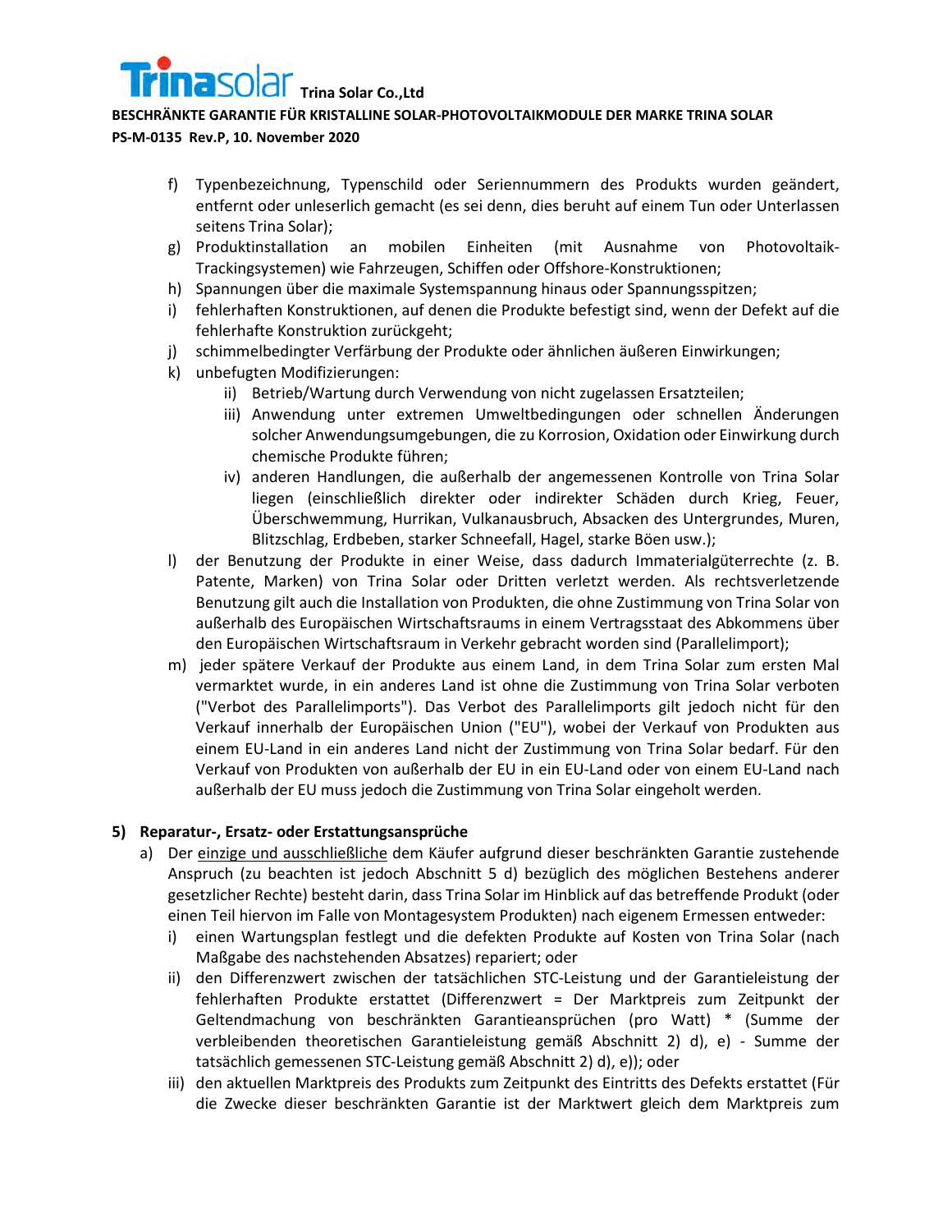f) Typenbezeichnung, Typenschild oder Seriennummern des Produkts wurden geändert, entfernt oder unleserlich gemacht (es sei denn, dies beruht auf einem Tun oder Unterlassen seitens Trina Solar);

g) Produktinstallation an mobilen Einheiten (mit Ausnahme von Photovoltaik-Trackingsystemen) wie Fahrzeugen, Schiffen oder Offshore-Konstruktionen;

h) Spannungen über die maximale Systemspannung hinaus oder Spannungsspitzen;

i) fehlerhaften Konstruktionen, auf denen die Produkte befestigt sind, wenn der Defekt auf die fehlerhafte Konstruktion zurückgeht;

j) schimmelbedingter Verfärbung der Produkte oder ähnlichen äußeren Einwirkungen;

k) unbefugten Modifizierungen:

   ii) Betrieb/Wartung durch Verwendung von nicht zugelassen Ersatzteilen;

   iii) Anwendung unter extremen Umweltbedingungen oder schnellen Änderungen solcher Anwendungsumgebungen, die zu Korrosion, Oxidation oder Einwirkung durch chemische Produkte führen;

   iv) anderen Handlungen, die außerhalb der angemessenen Kontrolle von Trina Solar liegen (einschließlich direkter oder indirekter Schäden durch Krieg, Feuer, Überschwemmung, Hurrikan, Vulkanausbruch, Absacken des Untergrundes, Muren, Blitzschlag, Erdbeben, starker Schneefall, Hagel, starke Böen usw.);

l) der Benutzung der Produkte in einer Weise, dass dadurch Immaterialgüterrechte (z. B. Patente, Marken) von Trina Solar oder Dritten verletzt werden. Als rechtsverletzende Benutzung gilt auch die Installation von Produkten, die ohne Zustimmung von Trina Solar von außerhalb des Europäischen Wirtschaftsraums in einem Vertragsstaat des Abkommens über den Europäischen Wirtschaftsraum in Verkehr gebracht worden sind (Parallelimport);

m) jeder spätere Verkauf der Produkte aus einem Land, in dem Trina Solar zum ersten Mal vermarktet wurde, in ein anderes Land ist ohne die Zustimmung von Trina Solar verboten ("Verbot des Parallelimports"). Das Verbot des Parallelimports gilt jedoch nicht für den Verkauf innerhalb der Europäischen Union ("EU"), wobei der Verkauf von Produkten aus einem EU-Land in ein anderes Land nicht der Zustimmung von Trina Solar bedarf. Für den Verkauf von Produkten von außerhalb der EU in ein EU-Land oder von einem EU-Land nach außerhalb der EU muss jedoch die Zustimmung von Trina Solar eingeholt werden.

## 5) Reparatur-, Ersatz- oder Erstattungsansprüche

a) Der einzige und ausschließliche dem Käufer aufgrund dieser beschränkten Garantie zustehende Anspruch (zu beachten ist jedoch Abschnitt 5 d) bezüglich des möglichen Bestehens anderer gesetzlicher Rechte) besteht darin, dass Trina Solar im Hinblick auf das betreffende Produkt (oder einen Teil hiervon im Falle von Montagesystem Produkten) nach eigenem Ermessen entweder:

   i) einen Wartungsplan festlegt und die defekten Produkte auf Kosten von Trina Solar (nach Maßgabe des nachstehenden Absatzes) repariert; oder

   ii) den Differenzwert zwischen der tatsächlichen STC-Leistung und der Garantieleistung der fehlerhaften Produkte erstattet (Differenzwert = Der Marktpreis zum Zeitpunkt der Geltendmachung von beschränkten Garantieansprüchen (pro Watt) * (Summe der verbleibenden theoretischen Garantieleistung gemäß Abschnitt 2) d), e) - Summe der tatsächlich gemessenen STC-Leistung gemäß Abschnitt 2) d), e)); oder

   iii) den aktuellen Marktpreis des Produkts zum Zeitpunkt des Eintritts des Defekts erstattet (Für die Zwecke dieser beschränkten Garantie ist der Marktwert gleich dem Marktpreis zum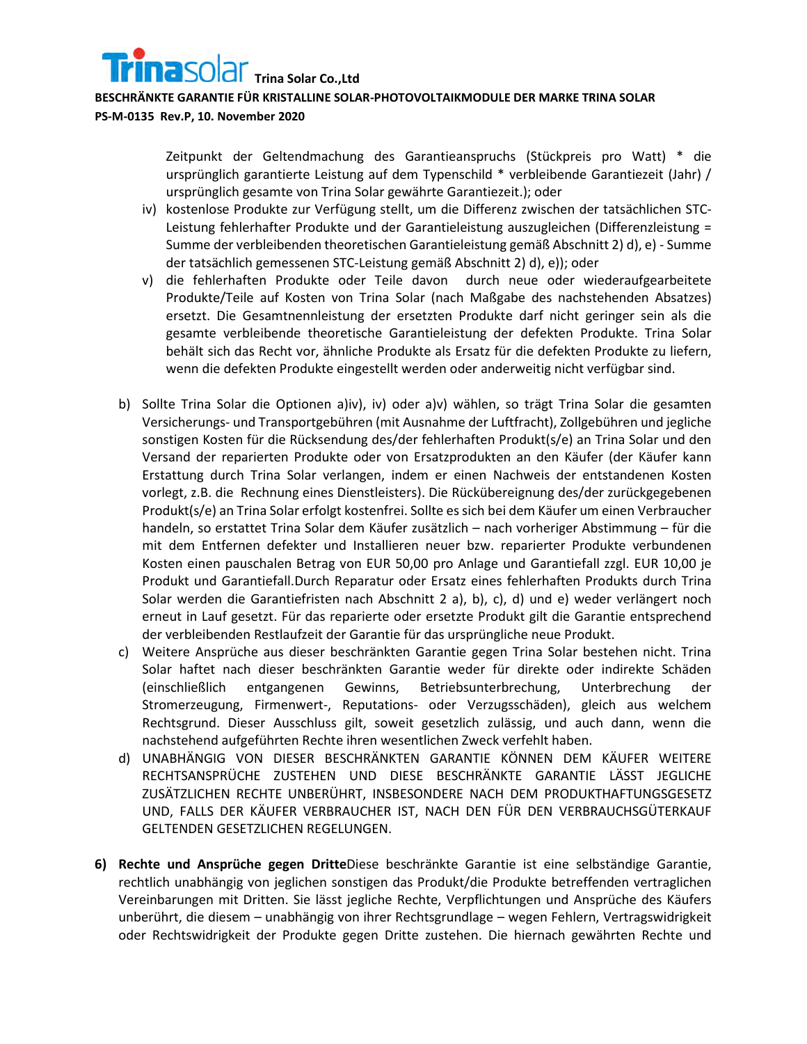Zeitpunkt der Geltendmachung des Garantieanspruchs (Stückpreis pro Watt) * die ursprünglich garantierte Leistung auf dem Typenschild * verbleibende Garantiezeit (Jahr) / ursprünglich gesamte von Trina Solar gewährte Garantiezeit.); oder

iv) kostenlose Produkte zur Verfügung stellt, um die Differenz zwischen der tatsächlichen STC-Leistung fehlerhafter Produkte und der Garantieleistung auszugleichen (Differenzleistung = Summe der verbleibenden theoretischen Garantieleistung gemäß Abschnitt 2) d), e) - Summe der tatsächlich gemessenen STC-Leistung gemäß Abschnitt 2) d), e)); oder

v) die fehlerhaften Produkte oder Teile davon durch neue oder wiederaufgearbeitete Produkte/Teile auf Kosten von Trina Solar (nach Maßgabe des nachstehenden Absatzes) ersetzt. Die Gesamtnennleistung der ersetzten Produkte darf nicht geringer sein als die gesamte verbleibende theoretische Garantieleistung der defekten Produkte. Trina Solar behält sich das Recht vor, ähnliche Produkte als Ersatz für die defekten Produkte zu liefern, wenn die defekten Produkte eingestellt werden oder anderweitig nicht verfügbar sind.

b) Sollte Trina Solar die Optionen a)iv), iv) oder a)v) wählen, so trägt Trina Solar die gesamten Versicherungs- und Transportgebühren (mit Ausnahme der Luftfracht), Zollgebühren und jegliche sonstigen Kosten für die Rücksendung des/der fehlerhaften Produkt(s/e) an Trina Solar und den Versand der reparierten Produkte oder von Ersatzprodukten an den Käufer (der Käufer kann Erstattung durch Trina Solar verlangen, indem er einen Nachweis der entstandenen Kosten vorlegt, z.B. die Rechnung eines Dienstleisters). Die Rückübereignung des/der zurückgegebenen Produkt(s/e) an Trina Solar erfolgt kostenfrei. Sollte es sich bei dem Käufer um einen Verbraucher handeln, so erstattet Trina Solar dem Käufer zusätzlich – nach vorheriger Abstimmung – für die mit dem Entfernen defekter und Installieren neuer bzw. reparierter Produkte verbundenen Kosten einen pauschalen Betrag von EUR 50,00 pro Anlage und Garantiefall zzgl. EUR 10,00 je Produkt und Garantiefall.Durch Reparatur oder Ersatz eines fehlerhaften Produkts durch Trina Solar werden die Garantiefristen nach Abschnitt 2 a), b), c), d) und e) weder verlängert noch erneut in Lauf gesetzt. Für das reparierte oder ersetzte Produkt gilt die Garantie entsprechend der verbleibenden Restlaufzeit der Garantie für das ursprüngliche neue Produkt.

c) Weitere Ansprüche aus dieser beschränkten Garantie gegen Trina Solar bestehen nicht. Trina Solar haftet nach dieser beschränkten Garantie weder für direkte oder indirekte Schäden (einschließlich entgangenen Gewinns, Betriebsunterbrechung, Unterbrechung der Stromerzeugung, Firmenwert-, Reputations- oder Verzugsschäden), gleich aus welchem Rechtsgrund. Dieser Ausschluss gilt, soweit gesetzlich zulässig, und auch dann, wenn die nachstehend aufgeführten Rechte ihren wesentlichen Zweck verfehlt haben.

d) UNABHÄNGIG VON DIESER BESCHRÄNKTEN GARANTIE KÖNNEN DEM KÄUFER WEITERE RECHTSANSPRÜCHE ZUSTEHEN UND DIESE BESCHRÄNKTE GARANTIE LÄSST JEGLICHE ZUSÄTZLICHEN RECHTE UNBERÜHRT, INSBESONDERE NACH DEM PRODUKTHAFTUNGSGESETZ UND, FALLS DER KÄUFER VERBRAUCHER IST, NACH DEN FÜR DEN VERBRAUCHSGÜTERKAUF GELTENDEN GESETZLICHEN REGELUNGEN.

**6) Rechte und Ansprüche gegen Dritte**Diese beschränkte Garantie ist eine selbständige Garantie, rechtlich unabhängig von jeglichen sonstigen das Produkt/die Produkte betreffenden vertraglichen Vereinbarungen mit Dritten. Sie lässt jegliche Rechte, Verpflichtungen und Ansprüche des Käufers unberührt, die diesem – unabhängig von ihrer Rechtsgrundlage – wegen Fehlern, Vertragswidrigkeit oder Rechtswidrigkeit der Produkte gegen Dritte zustehen. Die hiernach gewährten Rechte und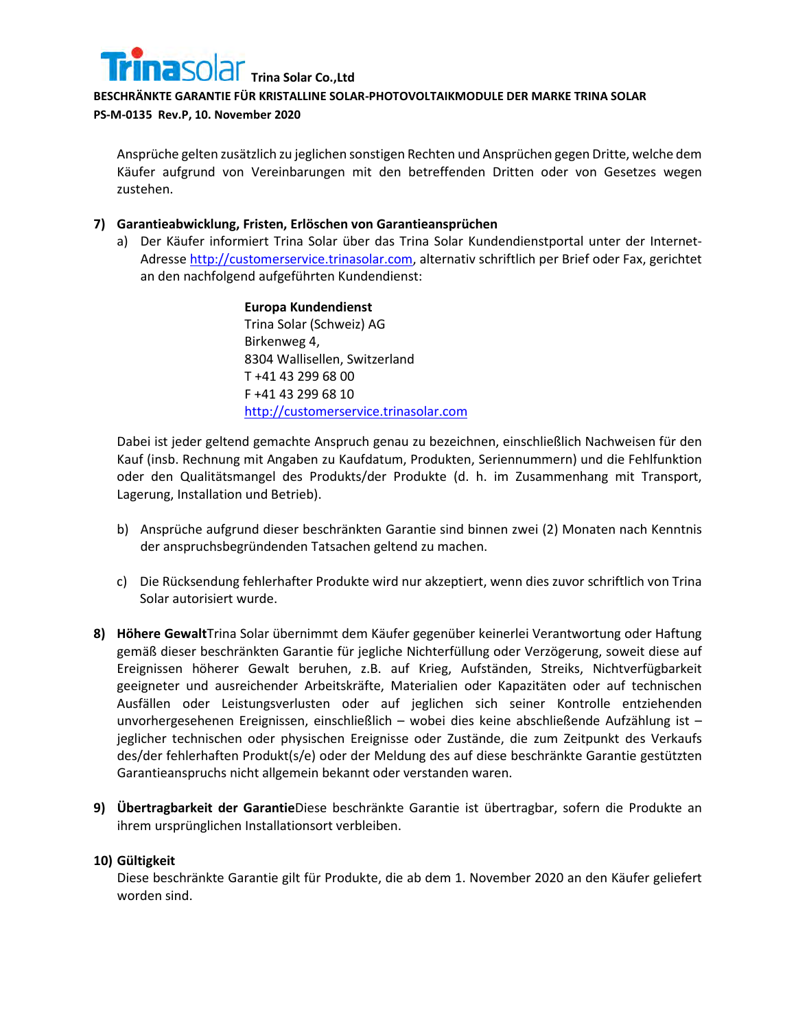Ansprüche gelten zusätzlich zu jeglichen sonstigen Rechten und Ansprüchen gegen Dritte, welche dem Käufer aufgrund von Vereinbarungen mit den betreffenden Dritten oder von Gesetzes wegen zustehen.

**7) Garantieabwicklung, Fristen, Erlöschen von Garantieansprüchen**

a) Der Käufer informiert Trina Solar über das Trina Solar Kundendienstportal unter der Internet-Adresse [http://customerservice.trinasolar.com](http://customerservice.trinasolar.com), alternativ schriftlich per Brief oder Fax, gerichtet an den nachfolgend aufgeführten Kundendienst:

> **Europa Kundendienst**
> Trina Solar (Schweiz) AG
> Birkenweg 4,
> 8304 Wallisellen, Switzerland
> T +41 43 299 68 00
> F +41 43 299 68 10
> [http://customerservice.trinasolar.com](http://customerservice.trinasolar.com)

Dabei ist jeder geltend gemachte Anspruch genau zu bezeichnen, einschließlich Nachweisen für den Kauf (insb. Rechnung mit Angaben zu Kaufdatum, Produkten, Seriennummern) und die Fehlfunktion oder den Qualitätsmangel des Produkts/der Produkte (d. h. im Zusammenhang mit Transport, Lagerung, Installation und Betrieb).

b) Ansprüche aufgrund dieser beschränkten Garantie sind binnen zwei (2) Monaten nach Kenntnis der anspruchsbegründenden Tatsachen geltend zu machen.

c) Die Rücksendung fehlerhafter Produkte wird nur akzeptiert, wenn dies zuvor schriftlich von Trina Solar autorisiert wurde.

**8) Höhere Gewalt**Trina Solar übernimmt dem Käufer gegenüber keinerlei Verantwortung oder Haftung gemäß dieser beschränkten Garantie für jegliche Nichterfüllung oder Verzögerung, soweit diese auf Ereignissen höherer Gewalt beruhen, z.B. auf Krieg, Aufständen, Streiks, Nichtverfügbarkeit geeigneter und ausreichender Arbeitskräfte, Materialien oder Kapazitäten oder auf technischen Ausfällen oder Leistungsverlusten oder auf jeglichen sich seiner Kontrolle entziehenden unvorhergesehenen Ereignissen, einschließlich – wobei dies keine abschließende Aufzählung ist – jeglicher technischen oder physischen Ereignisse oder Zustände, die zum Zeitpunkt des Verkaufs des/der fehlerhaften Produkt(s/e) oder der Meldung des auf diese beschränkte Garantie gestützten Garantieanspruchs nicht allgemein bekannt oder verstanden waren.

**9) Übertragbarkeit der Garantie**Diese beschränkte Garantie ist übertragbar, sofern die Produkte an ihrem ursprünglichen Installationsort verbleiben.

**10) Gültigkeit**

Diese beschränkte Garantie gilt für Produkte, die ab dem 1. November 2020 an den Käufer geliefert worden sind.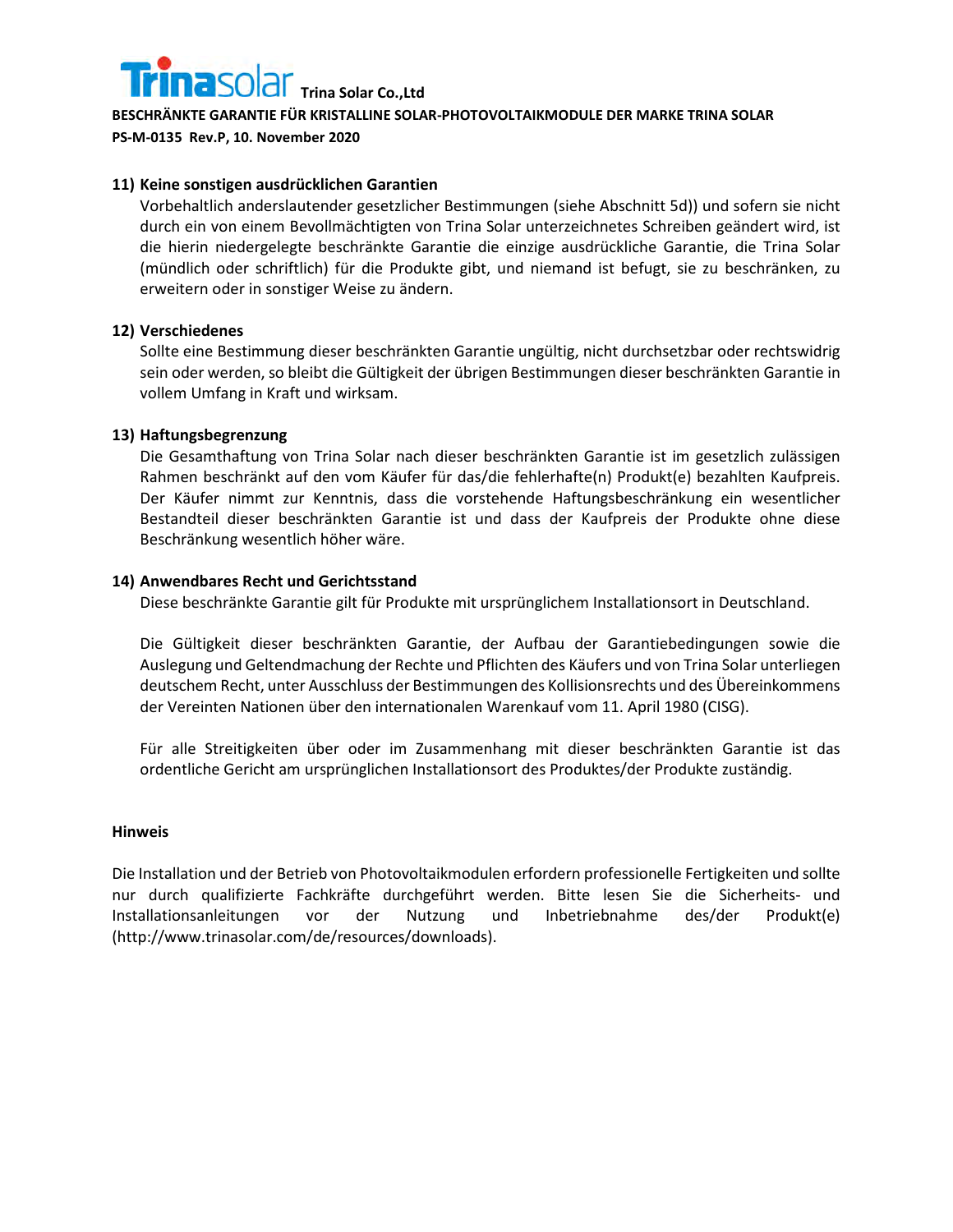## 11) Keine sonstigen ausdrücklichen Garantien

Vorbehaltlich anderslautender gesetzlicher Bestimmungen (siehe Abschnitt 5d)) und sofern sie nicht durch ein von einem Bevollmächtigten von Trina Solar unterzeichnetes Schreiben geändert wird, ist die hierin niedergelegte beschränkte Garantie die einzige ausdrückliche Garantie, die Trina Solar (mündlich oder schriftlich) für die Produkte gibt, und niemand ist befugt, sie zu beschränken, zu erweitern oder in sonstiger Weise zu ändern.

## 12) Verschiedenes

Sollte eine Bestimmung dieser beschränkten Garantie ungültig, nicht durchsetzbar oder rechtswidrig sein oder werden, so bleibt die Gültigkeit der übrigen Bestimmungen dieser beschränkten Garantie in vollem Umfang in Kraft und wirksam.

## 13) Haftungsbegrenzung

Die Gesamthaftung von Trina Solar nach dieser beschränkten Garantie ist im gesetzlich zulässigen Rahmen beschränkt auf den vom Käufer für das/die fehlerhafte(n) Produkt(e) bezahlten Kaufpreis. Der Käufer nimmt zur Kenntnis, dass die vorstehende Haftungsbeschränkung ein wesentlicher Bestandteil dieser beschränkten Garantie ist und dass der Kaufpreis der Produkte ohne diese Beschränkung wesentlich höher wäre.

## 14) Anwendbares Recht und Gerichtsstand

Diese beschränkte Garantie gilt für Produkte mit ursprünglichem Installationsort in Deutschland.

Die Gültigkeit dieser beschränkten Garantie, der Aufbau der Garantiebedingungen sowie die Auslegung und Geltendmachung der Rechte und Pflichten des Käufers und von Trina Solar unterliegen deutschem Recht, unter Ausschluss der Bestimmungen des Kollisionsrechts und des Übereinkommens der Vereinten Nationen über den internationalen Warenkauf vom 11. April 1980 (CISG).

Für alle Streitigkeiten über oder im Zusammenhang mit dieser beschränkten Garantie ist das ordentliche Gericht am ursprünglichen Installationsort des Produktes/der Produkte zuständig.

**Hinweis**

Die Installation und der Betrieb von Photovoltaikmodulen erfordern professionelle Fertigkeiten und sollte nur durch qualifizierte Fachkräfte durchgeführt werden. Bitte lesen Sie die Sicherheits- und Installationsanleitungen vor der Nutzung und Inbetriebnahme des/der Produkt(e) (http://www.trinasolar.com/de/resources/downloads).